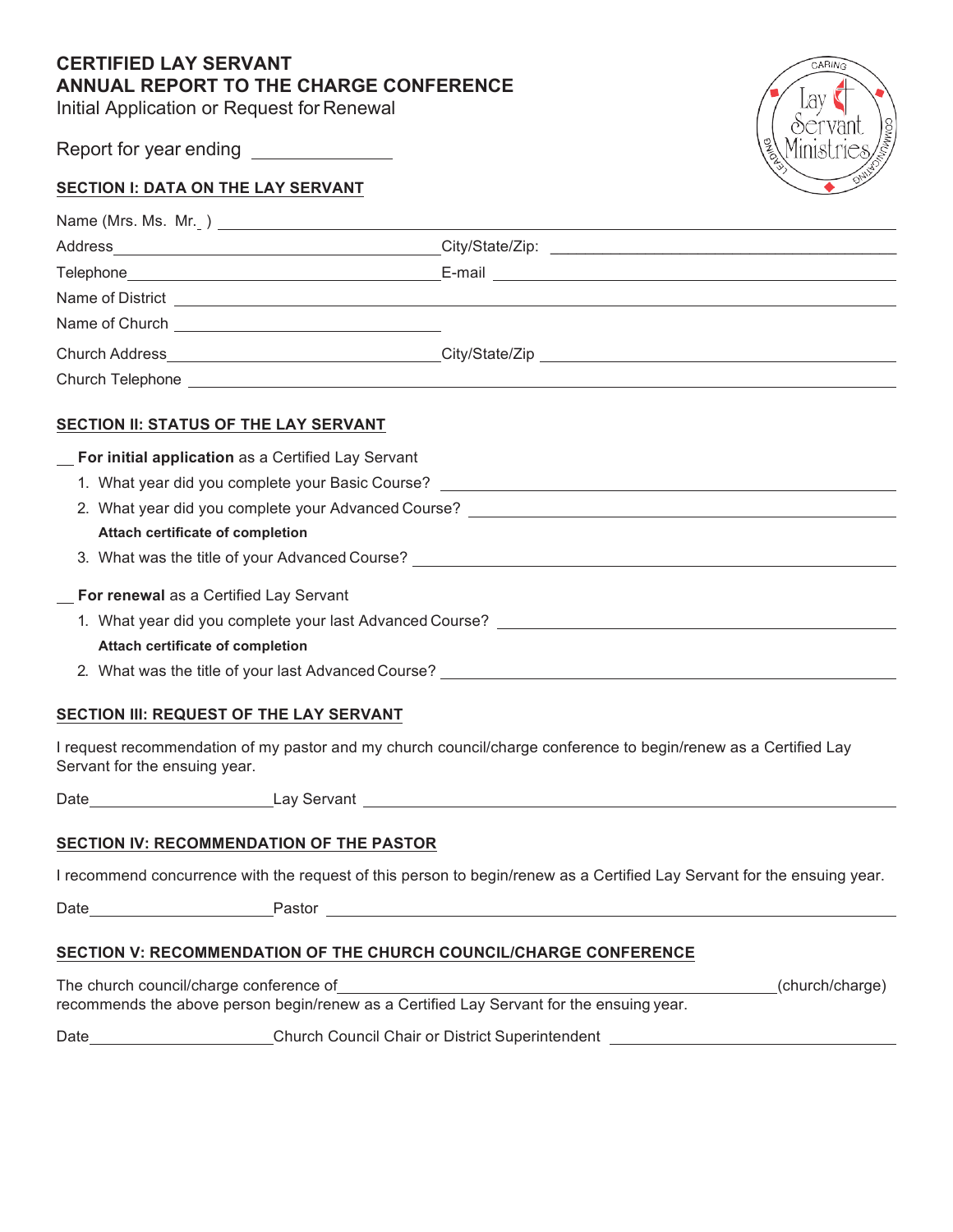# CERTIFIED LAY SERVANT
# ANNUAL REPORT TO THE CHARGE CONFERENCE

Initial Application or Request for Renewal

Report for year ending \_\_\_\_\_\_\_\_\_\_\_\_\_\_

**SECTION I: DATA ON THE LAY SERVANT**

Name (Mrs. Ms. Mr. \_ ) \_\_\_\_\_\_\_\_\_\_\_\_\_\_\_\_\_\_\_\_\_\_\_\_\_\_\_\_\_\_\_\_\_\_\_\_\_\_\_\_

Address \_\_\_\_\_\_\_\_\_\_\_\_\_\_\_\_\_\_\_\_\_\_\_\_\_\_ City/State/Zip: \_\_\_\_\_\_\_\_\_\_\_\_\_\_\_\_\_\_\_\_\_\_\_\_\_\_

Telephone \_\_\_\_\_\_\_\_\_\_\_\_\_\_\_\_\_\_\_\_\_\_\_\_\_\_ E-mail \_\_\_\_\_\_\_\_\_\_\_\_\_\_\_\_\_\_\_\_\_\_\_\_\_\_

Name of District \_\_\_\_\_\_\_\_\_\_\_\_\_\_\_\_\_\_\_\_\_\_\_\_\_\_\_\_\_\_\_\_\_\_\_\_\_\_\_\_

Name of Church \_\_\_\_\_\_\_\_\_\_\_\_\_\_\_\_\_\_\_\_\_\_\_\_\_\_

Church Address \_\_\_\_\_\_\_\_\_\_\_\_\_\_\_\_\_\_\_\_\_\_\_\_\_\_ City/State/Zip \_\_\_\_\_\_\_\_\_\_\_\_\_\_\_\_\_\_\_\_\_\_\_\_\_\_

Church Telephone \_\_\_\_\_\_\_\_\_\_\_\_\_\_\_\_\_\_\_\_\_\_\_\_\_\_\_\_\_\_\_\_\_\_\_\_\_\_\_\_

**SECTION II: STATUS OF THE LAY SERVANT**

\_\_ **For initial application** as a Certified Lay Servant

1. What year did you complete your Basic Course? \_\_\_\_\_\_\_\_\_\_\_\_\_\_\_\_\_\_\_\_\_\_\_\_\_\_
2. What year did you complete your Advanced Course? \_\_\_\_\_\_\_\_\_\_\_\_\_\_\_\_\_\_\_\_\_\_\_\_\_\_

   **Attach certificate of completion**
3. What was the title of your Advanced Course? \_\_\_\_\_\_\_\_\_\_\_\_\_\_\_\_\_\_\_\_\_\_\_\_\_\_

\_\_ **For renewal** as a Certified Lay Servant

1. What year did you complete your last Advanced Course? \_\_\_\_\_\_\_\_\_\_\_\_\_\_\_\_\_\_\_\_\_\_\_\_\_\_

   **Attach certificate of completion**
2. What was the title of your last Advanced Course? \_\_\_\_\_\_\_\_\_\_\_\_\_\_\_\_\_\_\_\_\_\_\_\_\_\_

**SECTION III: REQUEST OF THE LAY SERVANT**

I request recommendation of my pastor and my church council/charge conference to begin/renew as a Certified Lay Servant for the ensuing year.

Date \_\_\_\_\_\_\_\_\_\_\_\_\_\_\_\_\_\_ Lay Servant \_\_\_\_\_\_\_\_\_\_\_\_\_\_\_\_\_\_\_\_\_\_\_\_\_\_\_\_\_\_\_\_\_\_\_\_\_\_\_\_

**SECTION IV: RECOMMENDATION OF THE PASTOR**

I recommend concurrence with the request of this person to begin/renew as a Certified Lay Servant for the ensuing year.

Date \_\_\_\_\_\_\_\_\_\_\_\_\_\_\_\_\_\_ Pastor \_\_\_\_\_\_\_\_\_\_\_\_\_\_\_\_\_\_\_\_\_\_\_\_\_\_\_\_\_\_\_\_\_\_\_\_\_\_\_\_

**SECTION V: RECOMMENDATION OF THE CHURCH COUNCIL/CHARGE CONFERENCE**

The church council/charge conference of \_\_\_\_\_\_\_\_\_\_\_\_\_\_\_\_\_\_\_\_\_\_\_\_\_\_\_\_\_\_\_\_\_\_\_\_\_\_\_\_ (church/charge) recommends the above person begin/renew as a Certified Lay Servant for the ensuing year.

Date \_\_\_\_\_\_\_\_\_\_\_\_\_\_\_\_\_\_ Church Council Chair or District Superintendent \_\_\_\_\_\_\_\_\_\_\_\_\_\_\_\_\_\_\_\_\_\_\_\_\_\_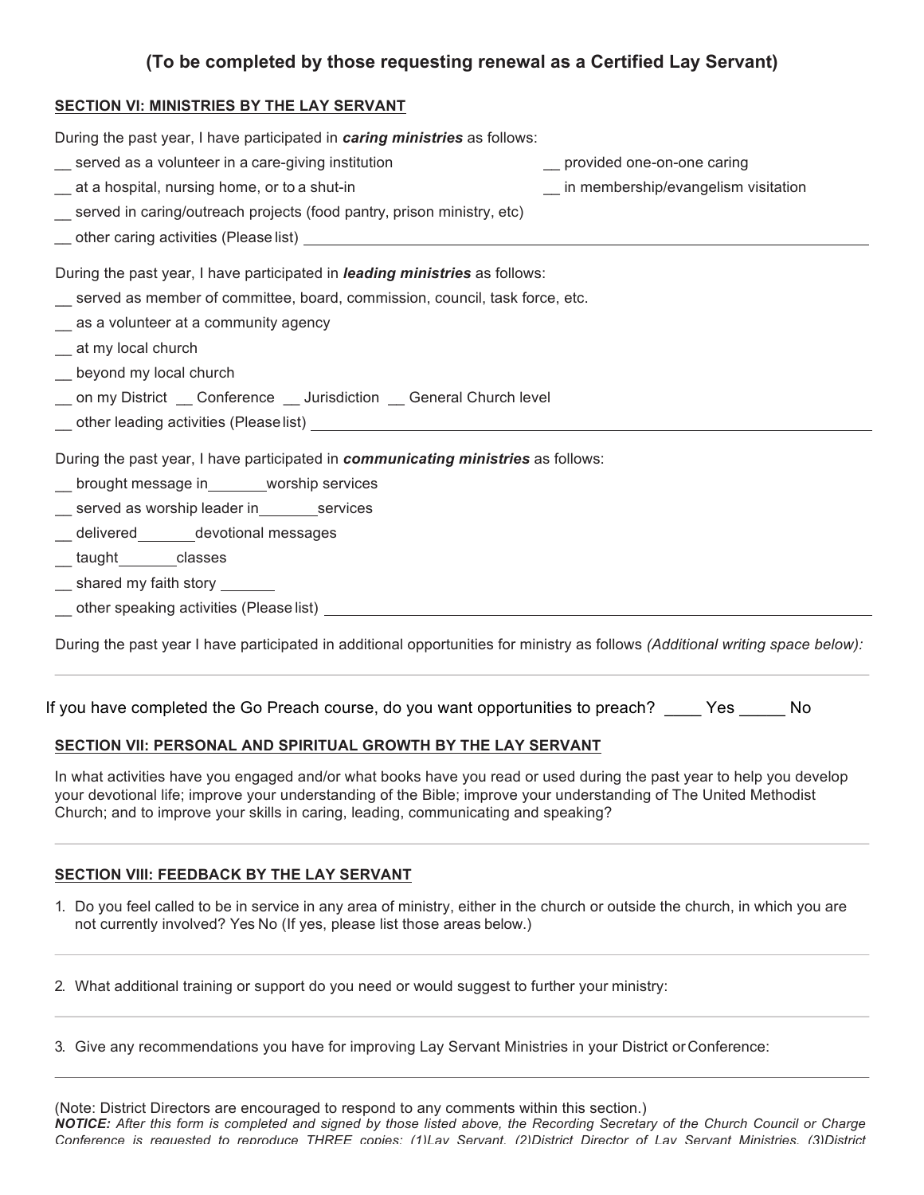## (To be completed by those requesting renewal as a Certified Lay Servant)

### SECTION VI: MINISTRIES BY THE LAY SERVANT

During the past year, I have participated in ***caring ministries*** as follows:

__ served as a volunteer in a care-giving institution

__ at a hospital, nursing home, or to a shut-in

__ served in caring/outreach projects (food pantry, prison ministry, etc)

__ other caring activities (Please list) ____________________

__ provided one-on-one caring

__ in membership/evangelism visitation

During the past year, I have participated in ***leading ministries*** as follows:

__ served as member of committee, board, commission, council, task force, etc.

__ as a volunteer at a community agency

__ at my local church

__ beyond my local church

__ on my District __ Conference __ Jurisdiction __ General Church level

__ other leading activities (Please list) ____________________

During the past year, I have participated in ***communicating ministries*** as follows:

__ brought message in _______ worship services

__ served as worship leader in _______ services

__ delivered _______ devotional messages

__ taught _______ classes

__ shared my faith story _______

__ other speaking activities (Please list) ____________________

During the past year I have participated in additional opportunities for ministry as follows *(Additional writing space below):*

---

If you have completed the Go Preach course, do you want opportunities to preach? ____ Yes _____ No

### SECTION VII: PERSONAL AND SPIRITUAL GROWTH BY THE LAY SERVANT

In what activities have you engaged and/or what books have you read or used during the past year to help you develop your devotional life; improve your understanding of the Bible; improve your understanding of The United Methodist Church; and to improve your skills in caring, leading, communicating and speaking?

---

### SECTION VIII: FEEDBACK BY THE LAY SERVANT

1. Do you feel called to be in service in any area of ministry, either in the church or outside the church, in which you are not currently involved? Yes No (If yes, please list those areas below.)

---

2. What additional training or support do you need or would suggest to further your ministry:

---

3. Give any recommendations you have for improving Lay Servant Ministries in your District or Conference:

---

(Note: District Directors are encouraged to respond to any comments within this section.)

***NOTICE:*** *After this form is completed and signed by those listed above, the Recording Secretary of the Church Council or Charge Conference is requested to reproduce THREE copies: (1)Lay Servant, (2)District Director of Lay Servant Ministries, (3)District*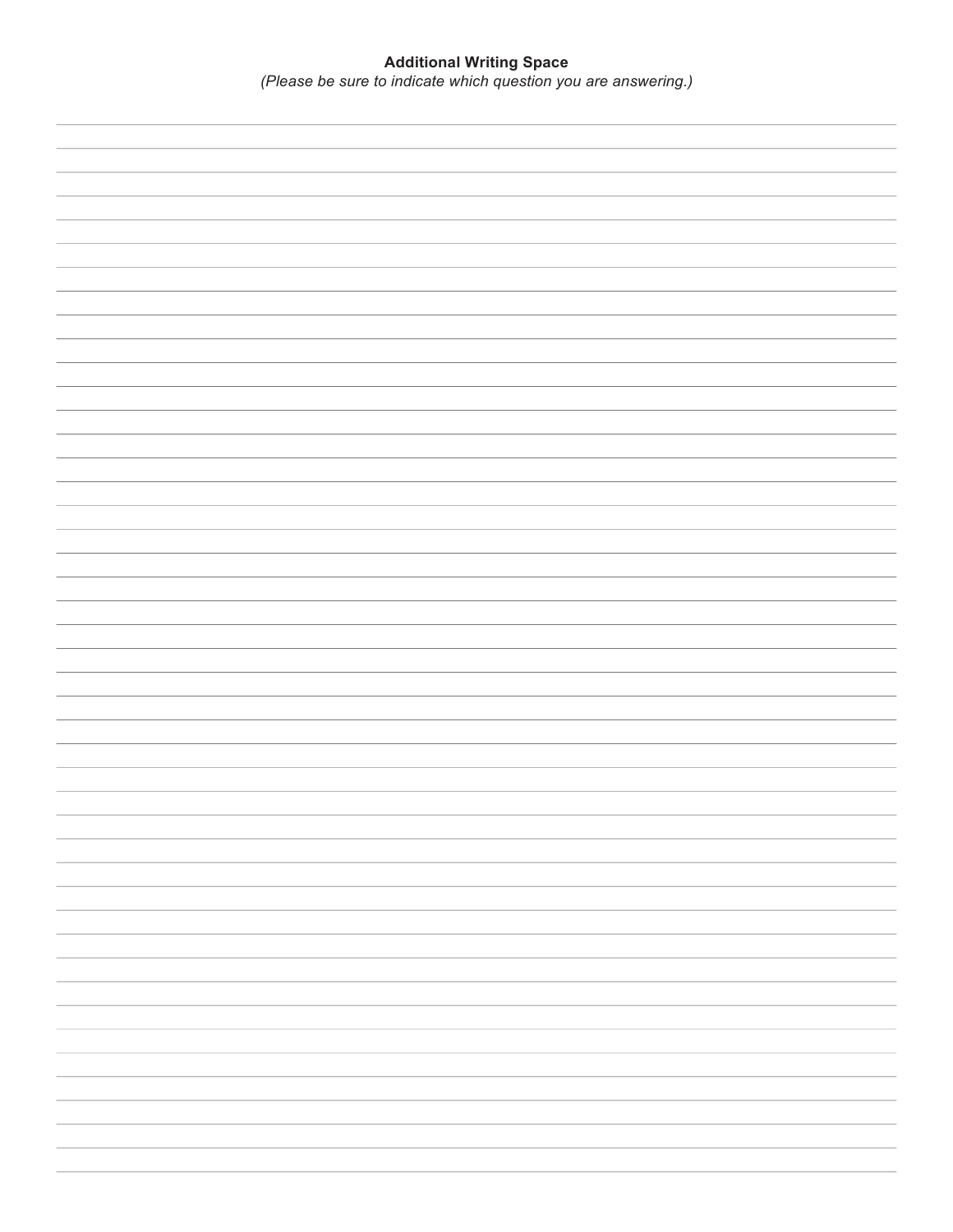**Additional Writing Space**

*(Please be sure to indicate which question you are answering.)*